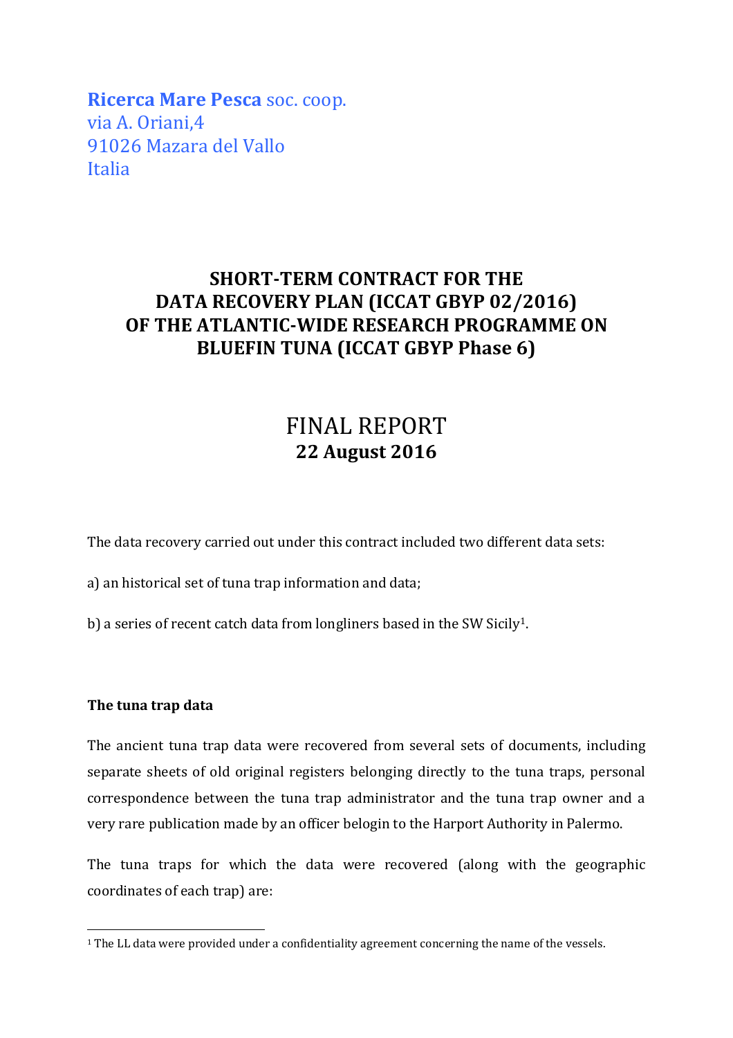**Ricerca Mare Pesca** soc. coop.
via A. Oriani,4
91026 Mazara del Vallo
Italia

# SHORT-TERM CONTRACT FOR THE DATA RECOVERY PLAN (ICCAT GBYP 02/2016) OF THE ATLANTIC-WIDE RESEARCH PROGRAMME ON BLUEFIN TUNA (ICCAT GBYP Phase 6)

## FINAL REPORT
**22 August 2016**

The data recovery carried out under this contract included two different data sets:

a) an historical set of tuna trap information and data;

b) a series of recent catch data from longliners based in the SW Sicily[1].

### The tuna trap data

The ancient tuna trap data were recovered from several sets of documents, including separate sheets of old original registers belonging directly to the tuna traps, personal correspondence between the tuna trap administrator and the tuna trap owner and a very rare publication made by an officer belogin to the Harport Authority in Palermo.

The tuna traps for which the data were recovered (along with the geographic coordinates of each trap) are:

[1] The LL data were provided under a confidentiality agreement concerning the name of the vessels.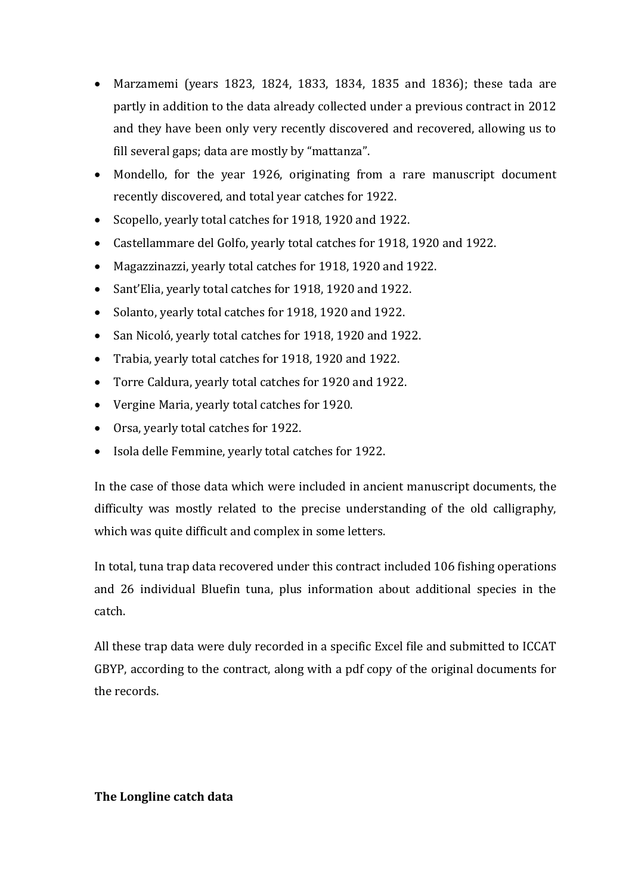- Marzamemi (years 1823, 1824, 1833, 1834, 1835 and 1836); these tada are partly in addition to the data already collected under a previous contract in 2012 and they have been only very recently discovered and recovered, allowing us to fill several gaps; data are mostly by "mattanza".
- Mondello, for the year 1926, originating from a rare manuscript document recently discovered, and total year catches for 1922.
- Scopello, yearly total catches for 1918, 1920 and 1922.
- Castellammare del Golfo, yearly total catches for 1918, 1920 and 1922.
- Magazzinazzi, yearly total catches for 1918, 1920 and 1922.
- Sant'Elia, yearly total catches for 1918, 1920 and 1922.
- Solanto, yearly total catches for 1918, 1920 and 1922.
- San Nicoló, yearly total catches for 1918, 1920 and 1922.
- Trabia, yearly total catches for 1918, 1920 and 1922.
- Torre Caldura, yearly total catches for 1920 and 1922.
- Vergine Maria, yearly total catches for 1920.
- Orsa, yearly total catches for 1922.
- Isola delle Femmine, yearly total catches for 1922.

In the case of those data which were included in ancient manuscript documents, the difficulty was mostly related to the precise understanding of the old calligraphy, which was quite difficult and complex in some letters.

In total, tuna trap data recovered under this contract included 106 fishing operations and 26 individual Bluefin tuna, plus information about additional species in the catch.

All these trap data were duly recorded in a specific Excel file and submitted to ICCAT GBYP, according to the contract, along with a pdf copy of the original documents for the records.

**The Longline catch data**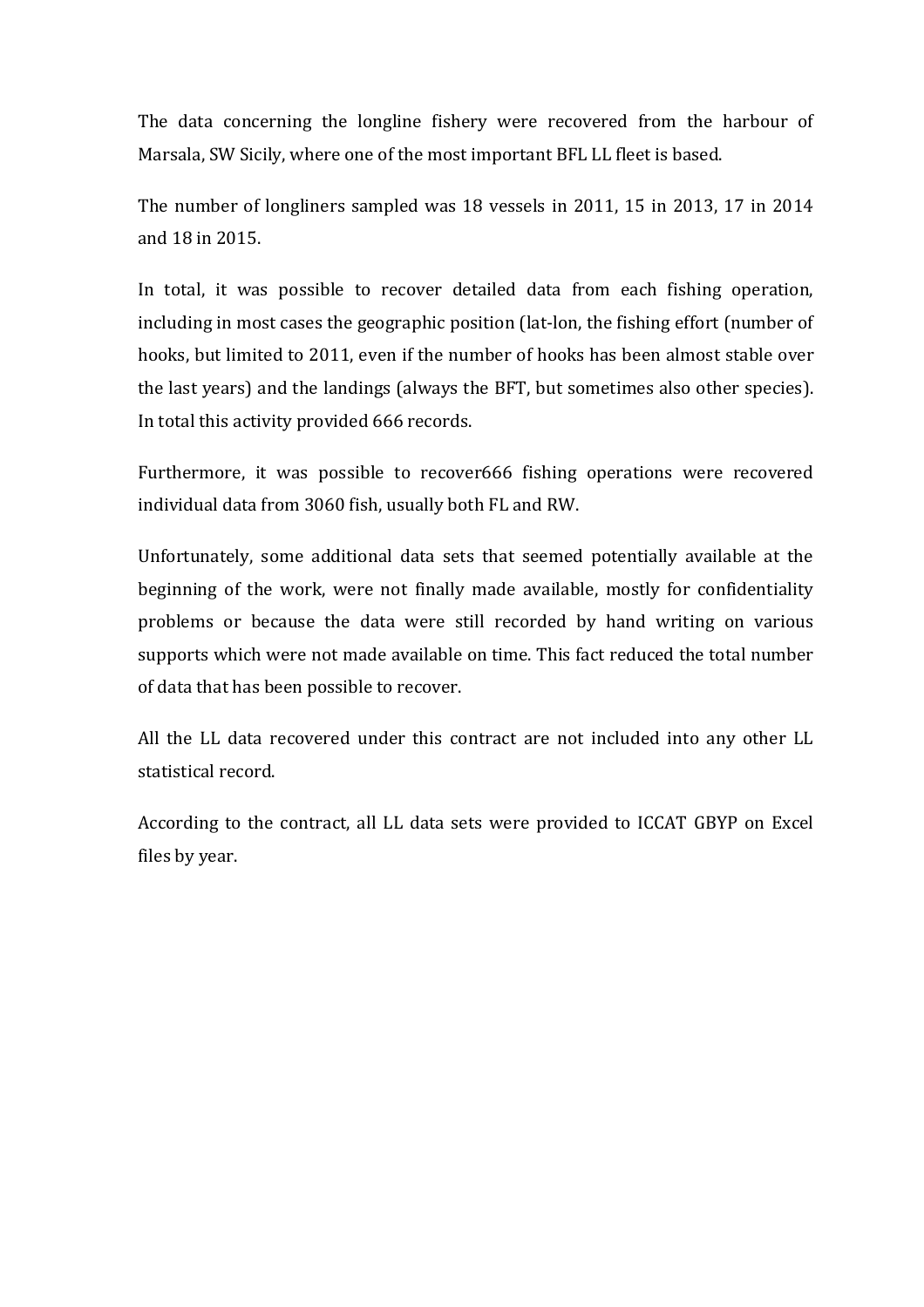The data concerning the longline fishery were recovered from the harbour of Marsala, SW Sicily, where one of the most important BFL LL fleet is based.

The number of longliners sampled was 18 vessels in 2011, 15 in 2013, 17 in 2014 and 18 in 2015.

In total, it was possible to recover detailed data from each fishing operation, including in most cases the geographic position (lat-lon, the fishing effort (number of hooks, but limited to 2011, even if the number of hooks has been almost stable over the last years) and the landings (always the BFT, but sometimes also other species). In total this activity provided 666 records.

Furthermore, it was possible to recover666 fishing operations were recovered individual data from 3060 fish, usually both FL and RW.

Unfortunately, some additional data sets that seemed potentially available at the beginning of the work, were not finally made available, mostly for confidentiality problems or because the data were still recorded by hand writing on various supports which were not made available on time. This fact reduced the total number of data that has been possible to recover.

All the LL data recovered under this contract are not included into any other LL statistical record.

According to the contract, all LL data sets were provided to ICCAT GBYP on Excel files by year.